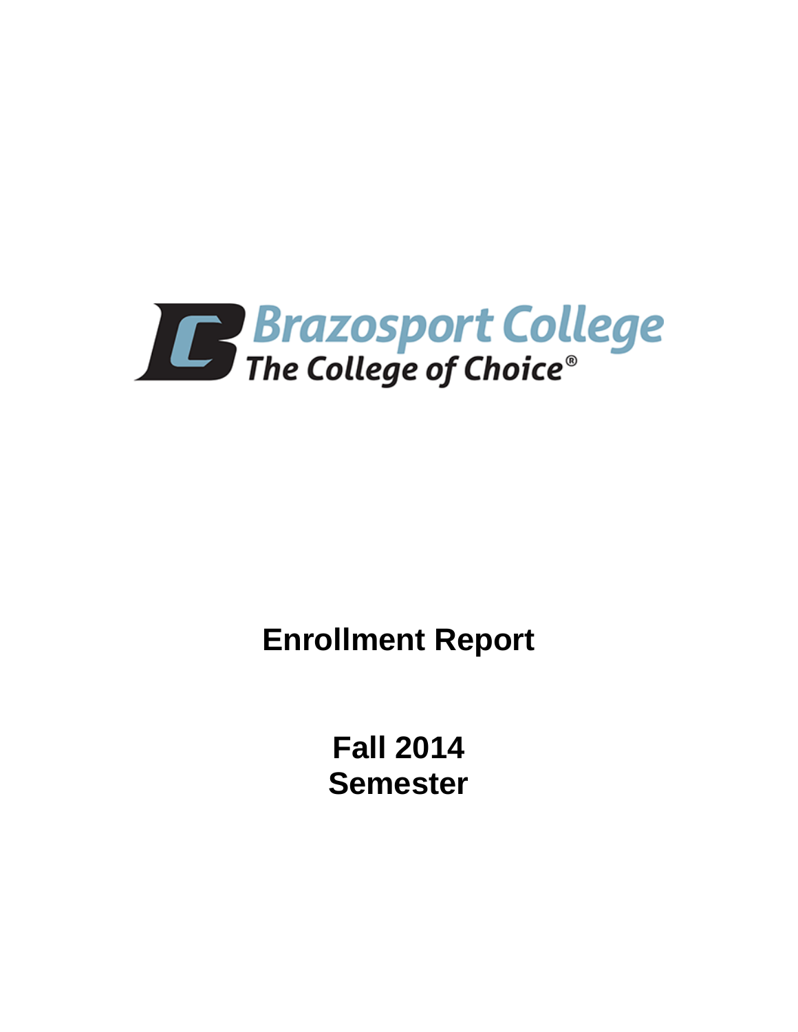Brazosport College

The College of Choice®

# Enrollment Report

# Fall 2014
# Semester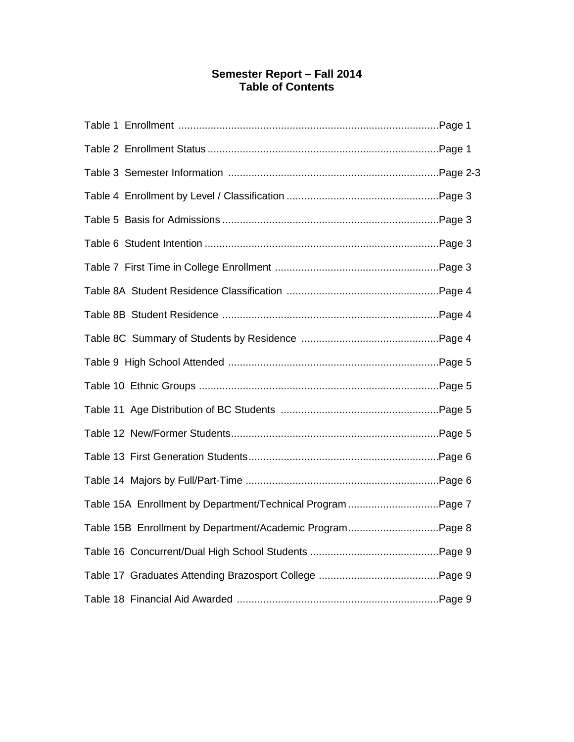# Semester Report – Fall 2014
## Table of Contents

| Table | Page |
| --- | --- |
| Table 1 Enrollment | Page 1 |
| Table 2 Enrollment Status | Page 1 |
| Table 3 Semester Information | Page 2-3 |
| Table 4 Enrollment by Level / Classification | Page 3 |
| Table 5 Basis for Admissions | Page 3 |
| Table 6 Student Intention | Page 3 |
| Table 7 First Time in College Enrollment | Page 3 |
| Table 8A Student Residence Classification | Page 4 |
| Table 8B Student Residence | Page 4 |
| Table 8C Summary of Students by Residence | Page 4 |
| Table 9 High School Attended | Page 5 |
| Table 10 Ethnic Groups | Page 5 |
| Table 11 Age Distribution of BC Students | Page 5 |
| Table 12 New/Former Students | Page 5 |
| Table 13 First Generation Students | Page 6 |
| Table 14 Majors by Full/Part-Time | Page 6 |
| Table 15A Enrollment by Department/Technical Program | Page 7 |
| Table 15B Enrollment by Department/Academic Program | Page 8 |
| Table 16 Concurrent/Dual High School Students | Page 9 |
| Table 17 Graduates Attending Brazosport College | Page 9 |
| Table 18 Financial Aid Awarded | Page 9 |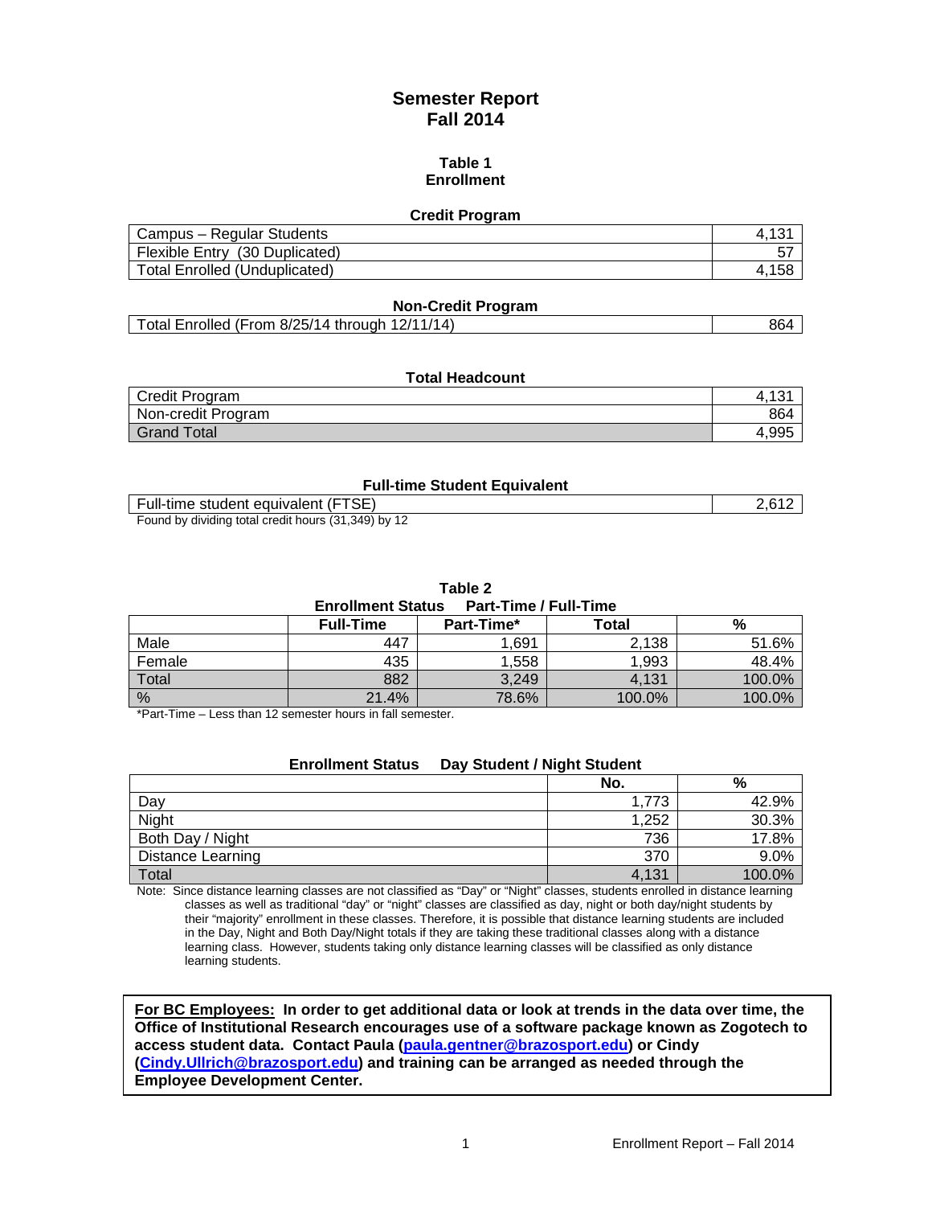# Semester Report
# Fall 2014

## Table 1
## Enrollment

### Credit Program

| | |
|---|---|
| Campus – Regular Students | 4,131 |
| Flexible Entry (30 Duplicated) | 57 |
| Total Enrolled (Unduplicated) | 4,158 |

### Non-Credit Program

| | |
|---|---|
| Total Enrolled (From 8/25/14 through 12/11/14) | 864 |

### Total Headcount

| | |
|---|---|
| Credit Program | 4,131 |
| Non-credit Program | 864 |
| Grand Total | 4,995 |

### Full-time Student Equivalent

| | |
|---|---|
| Full-time student equivalent (FTSE) | 2,612 |

Found by dividing total credit hours (31,349) by 12

## Table 2
### Enrollment Status Part-Time / Full-Time

| | Full-Time | Part-Time* | Total | % |
|---|---|---|---|---|
| Male | 447 | 1,691 | 2,138 | 51.6% |
| Female | 435 | 1,558 | 1,993 | 48.4% |
| Total | 882 | 3,249 | 4,131 | 100.0% |
| % | 21.4% | 78.6% | 100.0% | 100.0% |

*Part-Time – Less than 12 semester hours in fall semester.

### Enrollment Status Day Student / Night Student

| | No. | % |
|---|---|---|
| Day | 1,773 | 42.9% |
| Night | 1,252 | 30.3% |
| Both Day / Night | 736 | 17.8% |
| Distance Learning | 370 | 9.0% |
| Total | 4,131 | 100.0% |

Note: Since distance learning classes are not classified as "Day" or "Night" classes, students enrolled in distance learning classes as well as traditional "day" or "night" classes are classified as day, night or both day/night students by their "majority" enrollment in these classes. Therefore, it is possible that distance learning students are included in the Day, Night and Both Day/Night totals if they are taking these traditional classes along with a distance learning class. However, students taking only distance learning classes will be classified as only distance learning students.

**For BC Employees: In order to get additional data or look at trends in the data over time, the Office of Institutional Research encourages use of a software package known as Zogotech to access student data. Contact Paula (paula.gentner@brazosport.edu) or Cindy (Cindy.Ullrich@brazosport.edu) and training can be arranged as needed through the Employee Development Center.**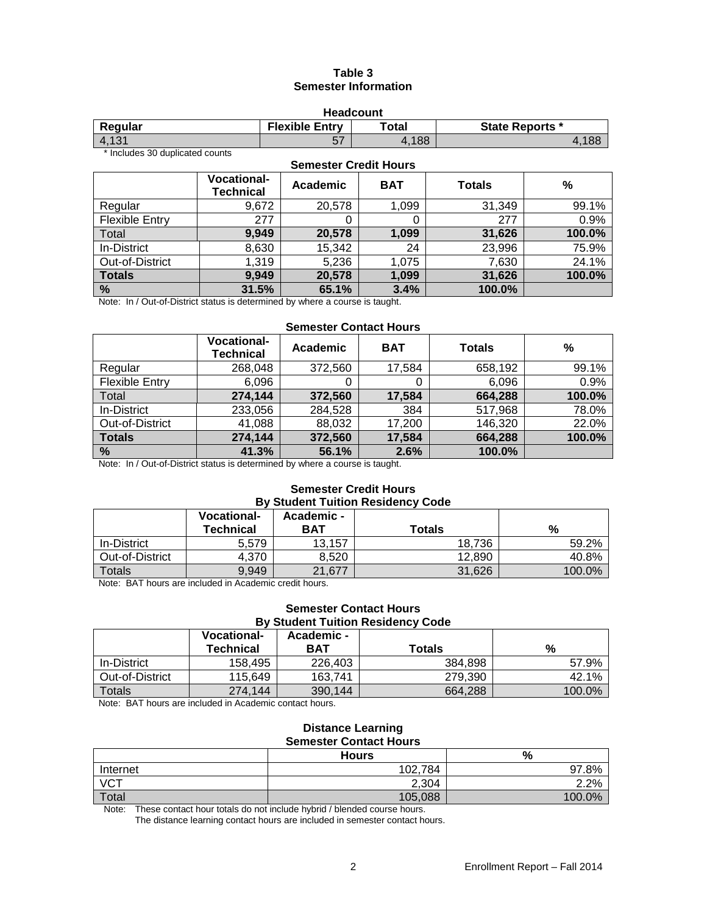# Table 3
## Semester Information

### Headcount

| Regular | Flexible Entry | Total | State Reports * |
|---|---|---|---|
| 4,131 | 57 | 4,188 | 4,188 |

* Includes 30 duplicated counts

### Semester Credit Hours

| | Vocational-Technical | Academic | BAT | Totals | % |
|---|---|---|---|---|---|
| Regular | 9,672 | 20,578 | 1,099 | 31,349 | 99.1% |
| Flexible Entry | 277 | 0 | 0 | 277 | 0.9% |
| Total | **9,949** | **20,578** | **1,099** | **31,626** | **100.0%** |
| In-District | 8,630 | 15,342 | 24 | 23,996 | 75.9% |
| Out-of-District | 1,319 | 5,236 | 1,075 | 7,630 | 24.1% |
| **Totals** | **9,949** | **20,578** | **1,099** | **31,626** | **100.0%** |
| **%** | **31.5%** | **65.1%** | **3.4%** | **100.0%** | |

Note: In / Out-of-District status is determined by where a course is taught.

### Semester Contact Hours

| | Vocational-Technical | Academic | BAT | Totals | % |
|---|---|---|---|---|---|
| Regular | 268,048 | 372,560 | 17,584 | 658,192 | 99.1% |
| Flexible Entry | 6,096 | 0 | 0 | 6,096 | 0.9% |
| Total | **274,144** | **372,560** | **17,584** | **664,288** | **100.0%** |
| In-District | 233,056 | 284,528 | 384 | 517,968 | 78.0% |
| Out-of-District | 41,088 | 88,032 | 17,200 | 146,320 | 22.0% |
| **Totals** | **274,144** | **372,560** | **17,584** | **664,288** | **100.0%** |
| **%** | **41.3%** | **56.1%** | **2.6%** | **100.0%** | |

Note: In / Out-of-District status is determined by where a course is taught.

### Semester Credit Hours By Student Tuition Residency Code

| | Vocational-Technical | Academic - BAT | Totals | % |
|---|---|---|---|---|
| In-District | 5,579 | 13,157 | 18,736 | 59.2% |
| Out-of-District | 4,370 | 8,520 | 12,890 | 40.8% |
| Totals | 9,949 | 21,677 | 31,626 | 100.0% |

Note: BAT hours are included in Academic credit hours.

### Semester Contact Hours By Student Tuition Residency Code

| | Vocational-Technical | Academic - BAT | Totals | % |
|---|---|---|---|---|
| In-District | 158,495 | 226,403 | 384,898 | 57.9% |
| Out-of-District | 115,649 | 163,741 | 279,390 | 42.1% |
| Totals | 274,144 | 390,144 | 664,288 | 100.0% |

Note: BAT hours are included in Academic contact hours.

### Distance Learning Semester Contact Hours

| | Hours | % |
|---|---|---|
| Internet | 102,784 | 97.8% |
| VCT | 2,304 | 2.2% |
| Total | 105,088 | 100.0% |

Note: These contact hour totals do not include hybrid / blended course hours.
The distance learning contact hours are included in semester contact hours.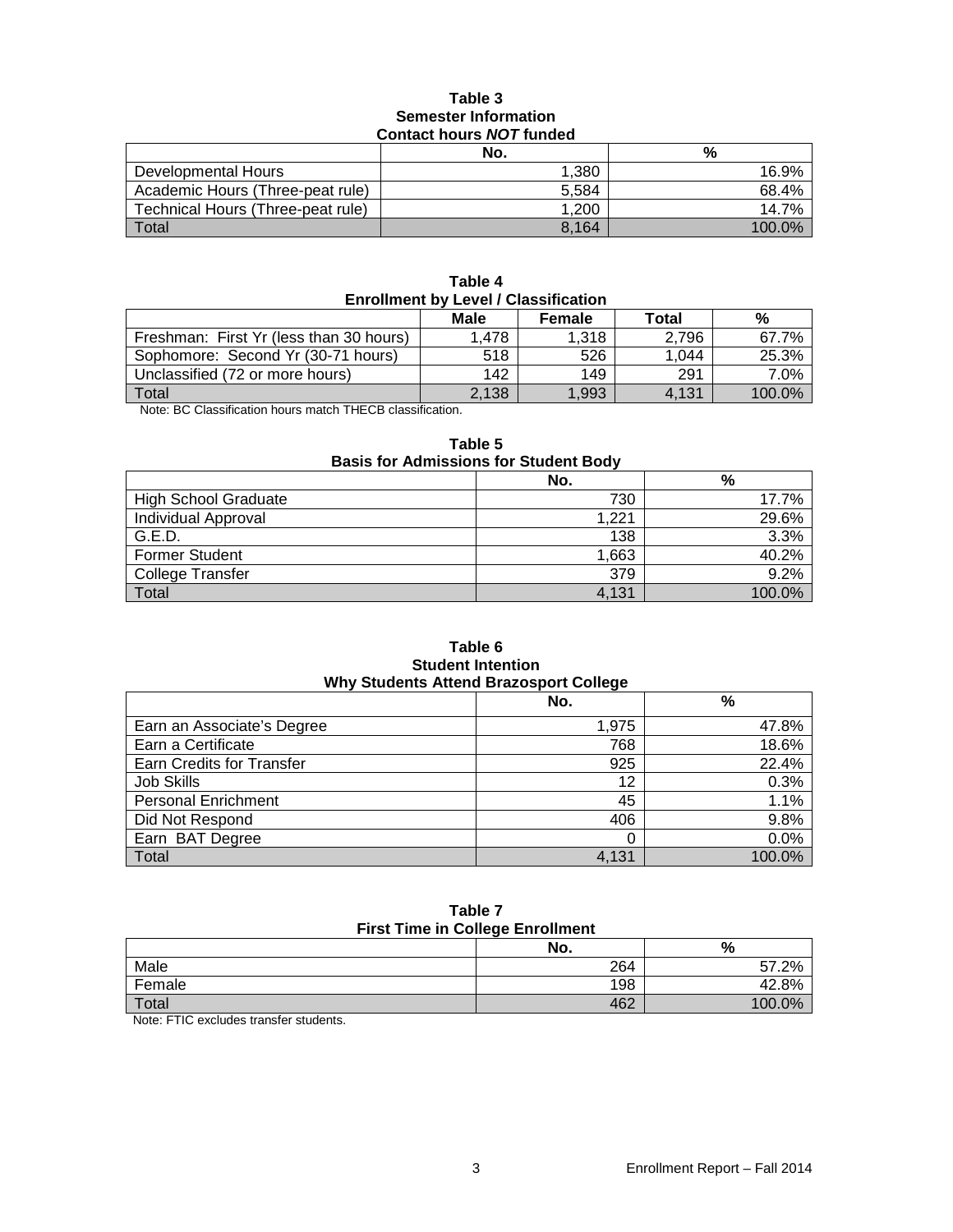**Table 3**
**Semester Information**
**Contact hours *NOT* funded**

| | No. | % |
|---|---:|---:|
| Developmental Hours | 1,380 | 16.9% |
| Academic Hours (Three-peat rule) | 5,584 | 68.4% |
| Technical Hours (Three-peat rule) | 1,200 | 14.7% |
| Total | 8,164 | 100.0% |

**Table 4**
**Enrollment by Level / Classification**

| | Male | Female | Total | % |
|---|---:|---:|---:|---:|
| Freshman: First Yr (less than 30 hours) | 1,478 | 1,318 | 2,796 | 67.7% |
| Sophomore: Second Yr (30-71 hours) | 518 | 526 | 1,044 | 25.3% |
| Unclassified (72 or more hours) | 142 | 149 | 291 | 7.0% |
| Total | 2,138 | 1,993 | 4,131 | 100.0% |

Note: BC Classification hours match THECB classification.

**Table 5**
**Basis for Admissions for Student Body**

| | No. | % |
|---|---:|---:|
| High School Graduate | 730 | 17.7% |
| Individual Approval | 1,221 | 29.6% |
| G.E.D. | 138 | 3.3% |
| Former Student | 1,663 | 40.2% |
| College Transfer | 379 | 9.2% |
| Total | 4,131 | 100.0% |

**Table 6**
**Student Intention**
**Why Students Attend Brazosport College**

| | No. | % |
|---|---:|---:|
| Earn an Associate's Degree | 1,975 | 47.8% |
| Earn a Certificate | 768 | 18.6% |
| Earn Credits for Transfer | 925 | 22.4% |
| Job Skills | 12 | 0.3% |
| Personal Enrichment | 45 | 1.1% |
| Did Not Respond | 406 | 9.8% |
| Earn BAT Degree | 0 | 0.0% |
| Total | 4,131 | 100.0% |

**Table 7**
**First Time in College Enrollment**

| | No. | % |
|---|---:|---:|
| Male | 264 | 57.2% |
| Female | 198 | 42.8% |
| Total | 462 | 100.0% |

Note: FTIC excludes transfer students.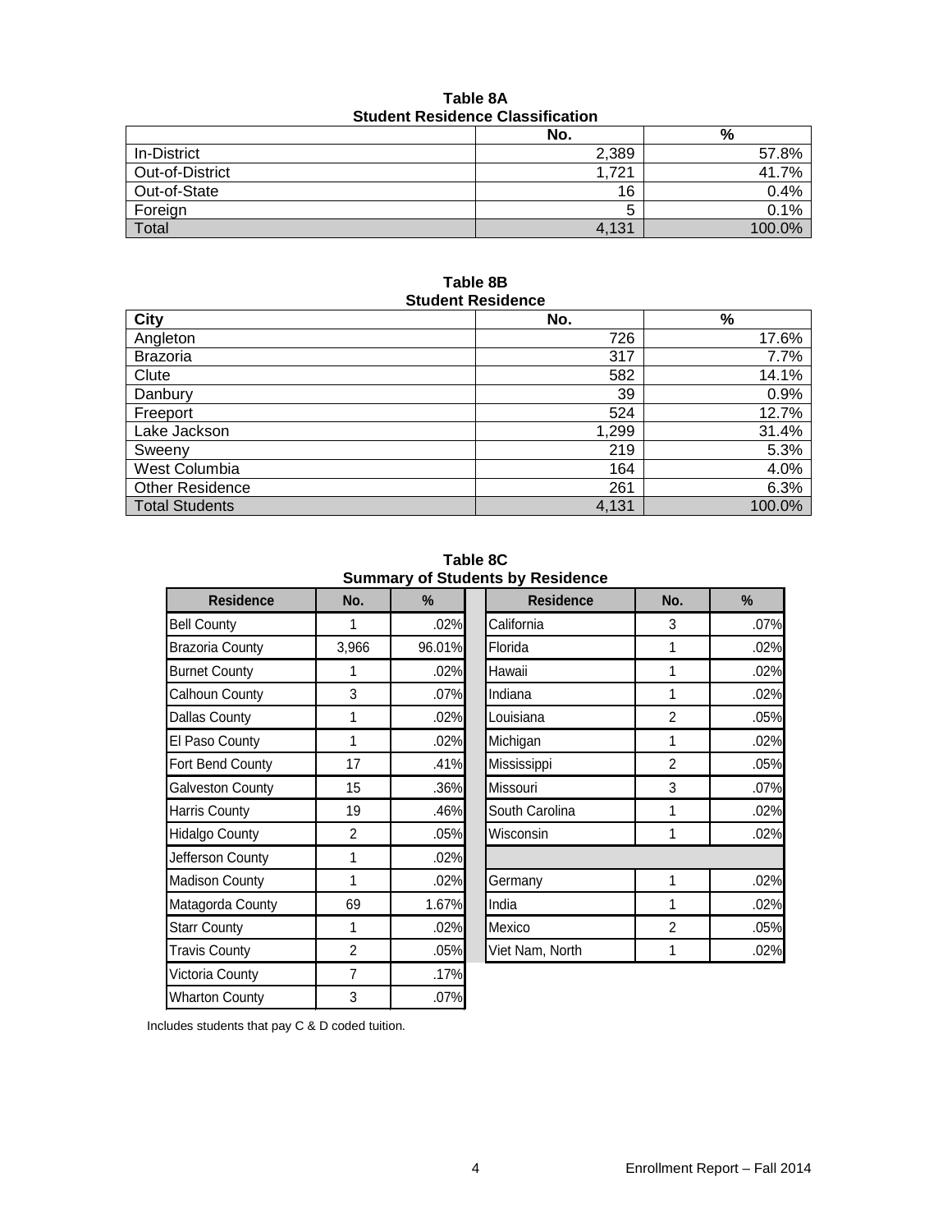**Table 8A**
**Student Residence Classification**

| | No. | % |
|---|---|---|
| In-District | 2,389 | 57.8% |
| Out-of-District | 1,721 | 41.7% |
| Out-of-State | 16 | 0.4% |
| Foreign | 5 | 0.1% |
| Total | 4,131 | 100.0% |

**Table 8B**
**Student Residence**

| City | No. | % |
|---|---|---|
| Angleton | 726 | 17.6% |
| Brazoria | 317 | 7.7% |
| Clute | 582 | 14.1% |
| Danbury | 39 | 0.9% |
| Freeport | 524 | 12.7% |
| Lake Jackson | 1,299 | 31.4% |
| Sweeny | 219 | 5.3% |
| West Columbia | 164 | 4.0% |
| Other Residence | 261 | 6.3% |
| Total Students | 4,131 | 100.0% |

**Table 8C**
**Summary of Students by Residence**

| Residence | No. | % | Residence | No. | % |
|---|---|---|---|---|---|
| Bell County | 1 | .02% | California | 3 | .07% |
| Brazoria County | 3,966 | 96.01% | Florida | 1 | .02% |
| Burnet County | 1 | .02% | Hawaii | 1 | .02% |
| Calhoun County | 3 | .07% | Indiana | 1 | .02% |
| Dallas County | 1 | .02% | Louisiana | 2 | .05% |
| El Paso County | 1 | .02% | Michigan | 1 | .02% |
| Fort Bend County | 17 | .41% | Mississippi | 2 | .05% |
| Galveston County | 15 | .36% | Missouri | 3 | .07% |
| Harris County | 19 | .46% | South Carolina | 1 | .02% |
| Hidalgo County | 2 | .05% | Wisconsin | 1 | .02% |
| Jefferson County | 1 | .02% | | | |
| Madison County | 1 | .02% | Germany | 1 | .02% |
| Matagorda County | 69 | 1.67% | India | 1 | .02% |
| Starr County | 1 | .02% | Mexico | 2 | .05% |
| Travis County | 2 | .05% | Viet Nam, North | 1 | .02% |
| Victoria County | 7 | .17% | | | |
| Wharton County | 3 | .07% | | | |

Includes students that pay C & D coded tuition.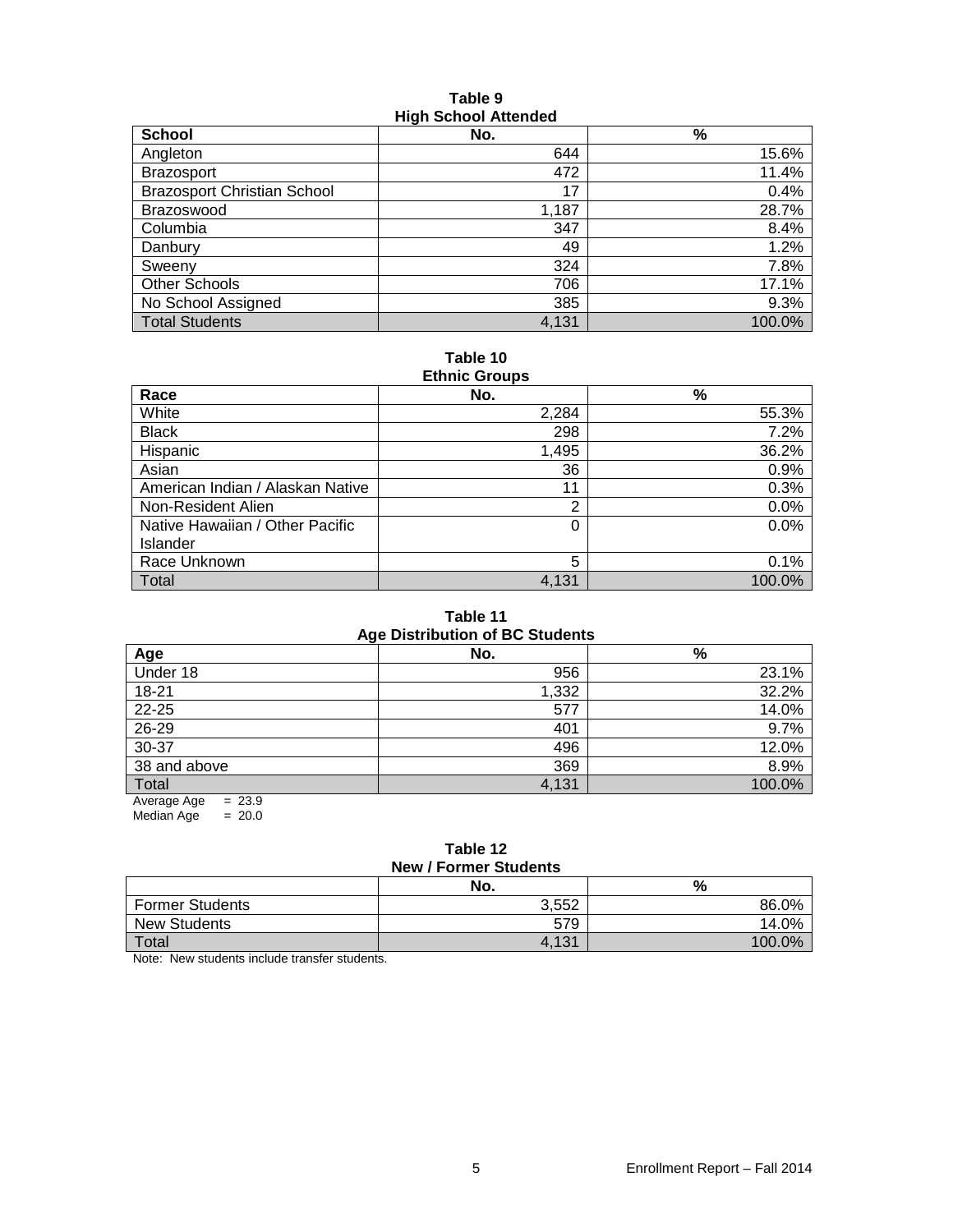**Table 9**
**High School Attended**

| School | No. | % |
|---|---|---|
| Angleton | 644 | 15.6% |
| Brazosport | 472 | 11.4% |
| Brazosport Christian School | 17 | 0.4% |
| Brazoswood | 1,187 | 28.7% |
| Columbia | 347 | 8.4% |
| Danbury | 49 | 1.2% |
| Sweeny | 324 | 7.8% |
| Other Schools | 706 | 17.1% |
| No School Assigned | 385 | 9.3% |
| Total Students | 4,131 | 100.0% |

**Table 10**
**Ethnic Groups**

| Race | No. | % |
|---|---|---|
| White | 2,284 | 55.3% |
| Black | 298 | 7.2% |
| Hispanic | 1,495 | 36.2% |
| Asian | 36 | 0.9% |
| American Indian / Alaskan Native | 11 | 0.3% |
| Non-Resident Alien | 2 | 0.0% |
| Native Hawaiian / Other Pacific Islander | 0 | 0.0% |
| Race Unknown | 5 | 0.1% |
| Total | 4,131 | 100.0% |

**Table 11**
**Age Distribution of BC Students**

| Age | No. | % |
|---|---|---|
| Under 18 | 956 | 23.1% |
| 18-21 | 1,332 | 32.2% |
| 22-25 | 577 | 14.0% |
| 26-29 | 401 | 9.7% |
| 30-37 | 496 | 12.0% |
| 38 and above | 369 | 8.9% |
| Total | 4,131 | 100.0% |

Average Age = 23.9
Median Age = 20.0

**Table 12**
**New / Former Students**

| | No. | % |
|---|---|---|
| Former Students | 3,552 | 86.0% |
| New Students | 579 | 14.0% |
| Total | 4,131 | 100.0% |

Note: New students include transfer students.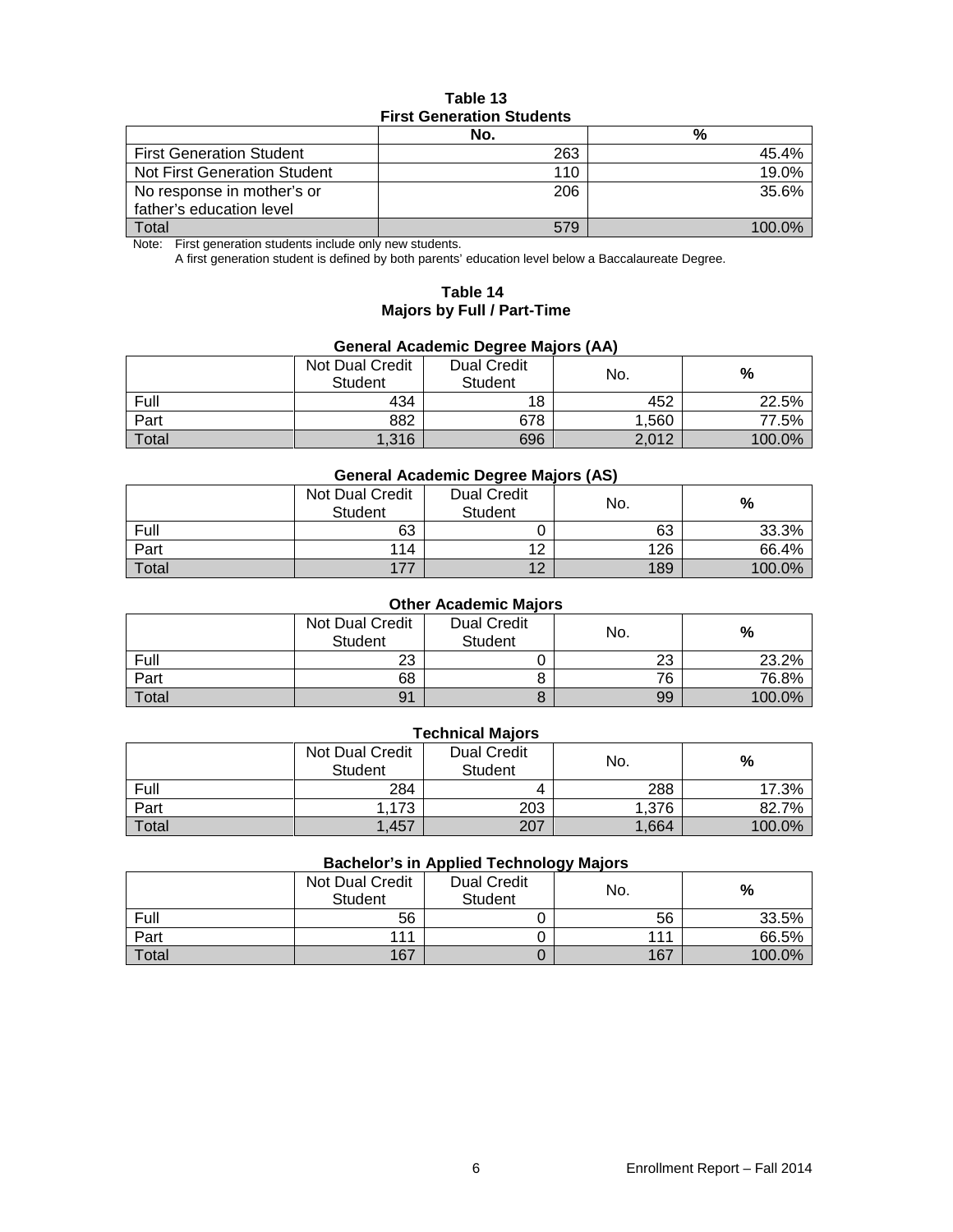**Table 13**
**First Generation Students**

| | No. | % |
|---|---|---|
| First Generation Student | 263 | 45.4% |
| Not First Generation Student | 110 | 19.0% |
| No response in mother's or father's education level | 206 | 35.6% |
| Total | 579 | 100.0% |

Note: First generation students include only new students.
A first generation student is defined by both parents' education level below a Baccalaureate Degree.

**Table 14**
**Majors by Full / Part-Time**

**General Academic Degree Majors (AA)**

| | Not Dual Credit Student | Dual Credit Student | No. | % |
|---|---|---|---|---|
| Full | 434 | 18 | 452 | 22.5% |
| Part | 882 | 678 | 1,560 | 77.5% |
| Total | 1,316 | 696 | 2,012 | 100.0% |

**General Academic Degree Majors (AS)**

| | Not Dual Credit Student | Dual Credit Student | No. | % |
|---|---|---|---|---|
| Full | 63 | 0 | 63 | 33.3% |
| Part | 114 | 12 | 126 | 66.4% |
| Total | 177 | 12 | 189 | 100.0% |

**Other Academic Majors**

| | Not Dual Credit Student | Dual Credit Student | No. | % |
|---|---|---|---|---|
| Full | 23 | 0 | 23 | 23.2% |
| Part | 68 | 8 | 76 | 76.8% |
| Total | 91 | 8 | 99 | 100.0% |

**Technical Majors**

| | Not Dual Credit Student | Dual Credit Student | No. | % |
|---|---|---|---|---|
| Full | 284 | 4 | 288 | 17.3% |
| Part | 1,173 | 203 | 1,376 | 82.7% |
| Total | 1,457 | 207 | 1,664 | 100.0% |

**Bachelor's in Applied Technology Majors**

| | Not Dual Credit Student | Dual Credit Student | No. | % |
|---|---|---|---|---|
| Full | 56 | 0 | 56 | 33.5% |
| Part | 111 | 0 | 111 | 66.5% |
| Total | 167 | 0 | 167 | 100.0% |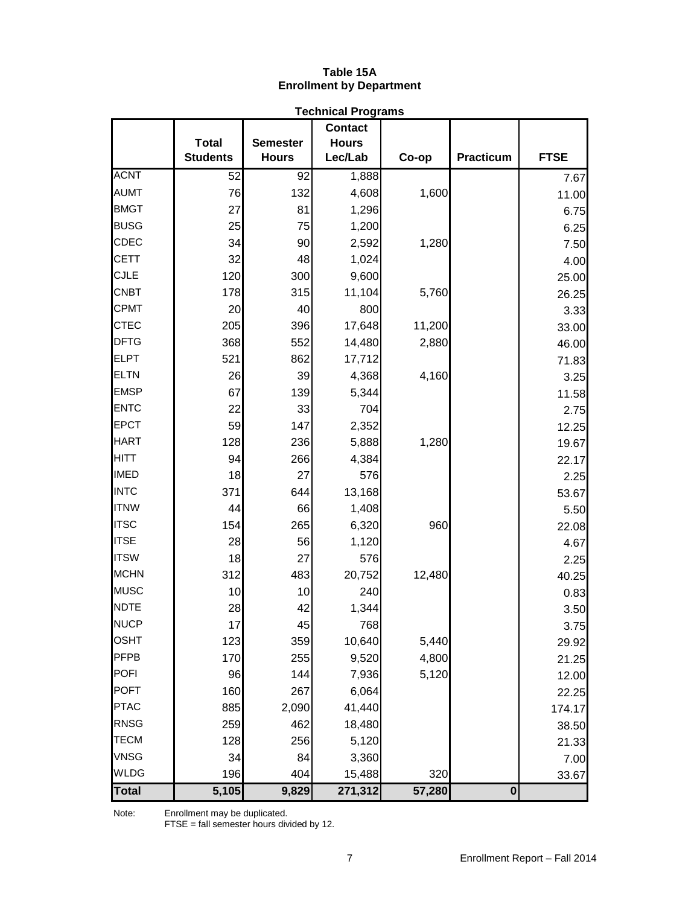**Table 15A**
**Enrollment by Department**

**Technical Programs**

| | Total Students | Semester Hours | Contact Hours Lec/Lab | Co-op | Practicum | FTSE |
|---|---|---|---|---|---|---|
| ACNT | 52 | 92 | 1,888 | | | 7.67 |
| AUMT | 76 | 132 | 4,608 | 1,600 | | 11.00 |
| BMGT | 27 | 81 | 1,296 | | | 6.75 |
| BUSG | 25 | 75 | 1,200 | | | 6.25 |
| CDEC | 34 | 90 | 2,592 | 1,280 | | 7.50 |
| CETT | 32 | 48 | 1,024 | | | 4.00 |
| CJLE | 120 | 300 | 9,600 | | | 25.00 |
| CNBT | 178 | 315 | 11,104 | 5,760 | | 26.25 |
| CPMT | 20 | 40 | 800 | | | 3.33 |
| CTEC | 205 | 396 | 17,648 | 11,200 | | 33.00 |
| DFTG | 368 | 552 | 14,480 | 2,880 | | 46.00 |
| ELPT | 521 | 862 | 17,712 | | | 71.83 |
| ELTN | 26 | 39 | 4,368 | 4,160 | | 3.25 |
| EMSP | 67 | 139 | 5,344 | | | 11.58 |
| ENTC | 22 | 33 | 704 | | | 2.75 |
| EPCT | 59 | 147 | 2,352 | | | 12.25 |
| HART | 128 | 236 | 5,888 | 1,280 | | 19.67 |
| HITT | 94 | 266 | 4,384 | | | 22.17 |
| IMED | 18 | 27 | 576 | | | 2.25 |
| INTC | 371 | 644 | 13,168 | | | 53.67 |
| ITNW | 44 | 66 | 1,408 | | | 5.50 |
| ITSC | 154 | 265 | 6,320 | 960 | | 22.08 |
| ITSE | 28 | 56 | 1,120 | | | 4.67 |
| ITSW | 18 | 27 | 576 | | | 2.25 |
| MCHN | 312 | 483 | 20,752 | 12,480 | | 40.25 |
| MUSC | 10 | 10 | 240 | | | 0.83 |
| NDTE | 28 | 42 | 1,344 | | | 3.50 |
| NUCP | 17 | 45 | 768 | | | 3.75 |
| OSHT | 123 | 359 | 10,640 | 5,440 | | 29.92 |
| PFPB | 170 | 255 | 9,520 | 4,800 | | 21.25 |
| POFI | 96 | 144 | 7,936 | 5,120 | | 12.00 |
| POFT | 160 | 267 | 6,064 | | | 22.25 |
| PTAC | 885 | 2,090 | 41,440 | | | 174.17 |
| RNSG | 259 | 462 | 18,480 | | | 38.50 |
| TECM | 128 | 256 | 5,120 | | | 21.33 |
| VNSG | 34 | 84 | 3,360 | | | 7.00 |
| WLDG | 196 | 404 | 15,488 | 320 | | 33.67 |
| **Total** | **5,105** | **9,829** | **271,312** | **57,280** | **0** | |

Note: Enrollment may be duplicated.
FTSE = fall semester hours divided by 12.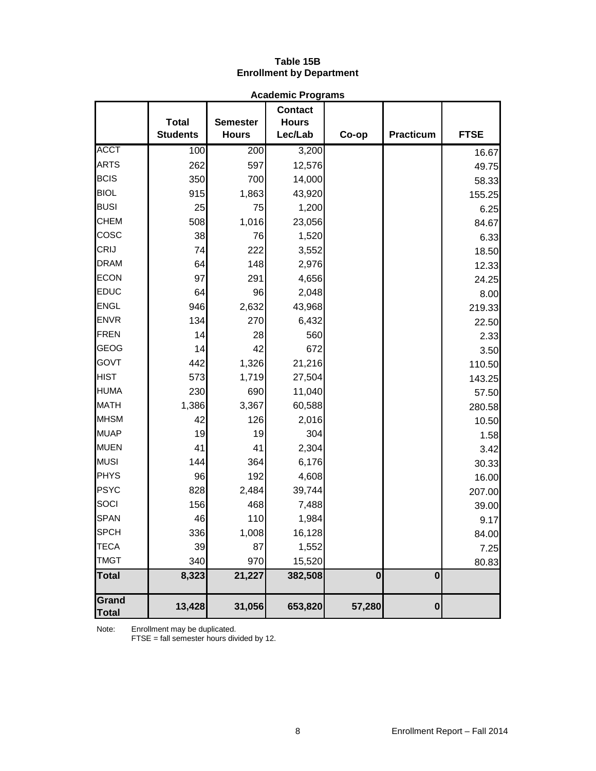**Table 15B**
**Enrollment by Department**

**Academic Programs**

| | Total Students | Semester Hours | Contact Hours Lec/Lab | Co-op | Practicum | FTSE |
|---|---|---|---|---|---|---|
| ACCT | 100 | 200 | 3,200 | | | 16.67 |
| ARTS | 262 | 597 | 12,576 | | | 49.75 |
| BCIS | 350 | 700 | 14,000 | | | 58.33 |
| BIOL | 915 | 1,863 | 43,920 | | | 155.25 |
| BUSI | 25 | 75 | 1,200 | | | 6.25 |
| CHEM | 508 | 1,016 | 23,056 | | | 84.67 |
| COSC | 38 | 76 | 1,520 | | | 6.33 |
| CRIJ | 74 | 222 | 3,552 | | | 18.50 |
| DRAM | 64 | 148 | 2,976 | | | 12.33 |
| ECON | 97 | 291 | 4,656 | | | 24.25 |
| EDUC | 64 | 96 | 2,048 | | | 8.00 |
| ENGL | 946 | 2,632 | 43,968 | | | 219.33 |
| ENVR | 134 | 270 | 6,432 | | | 22.50 |
| FREN | 14 | 28 | 560 | | | 2.33 |
| GEOG | 14 | 42 | 672 | | | 3.50 |
| GOVT | 442 | 1,326 | 21,216 | | | 110.50 |
| HIST | 573 | 1,719 | 27,504 | | | 143.25 |
| HUMA | 230 | 690 | 11,040 | | | 57.50 |
| MATH | 1,386 | 3,367 | 60,588 | | | 280.58 |
| MHSM | 42 | 126 | 2,016 | | | 10.50 |
| MUAP | 19 | 19 | 304 | | | 1.58 |
| MUEN | 41 | 41 | 2,304 | | | 3.42 |
| MUSI | 144 | 364 | 6,176 | | | 30.33 |
| PHYS | 96 | 192 | 4,608 | | | 16.00 |
| PSYC | 828 | 2,484 | 39,744 | | | 207.00 |
| SOCI | 156 | 468 | 7,488 | | | 39.00 |
| SPAN | 46 | 110 | 1,984 | | | 9.17 |
| SPCH | 336 | 1,008 | 16,128 | | | 84.00 |
| TECA | 39 | 87 | 1,552 | | | 7.25 |
| TMGT | 340 | 970 | 15,520 | | | 80.83 |
| **Total** | **8,323** | **21,227** | **382,508** | **0** | **0** | |
| **Grand Total** | **13,428** | **31,056** | **653,820** | **57,280** | **0** | |

Note: Enrollment may be duplicated.
FTSE = fall semester hours divided by 12.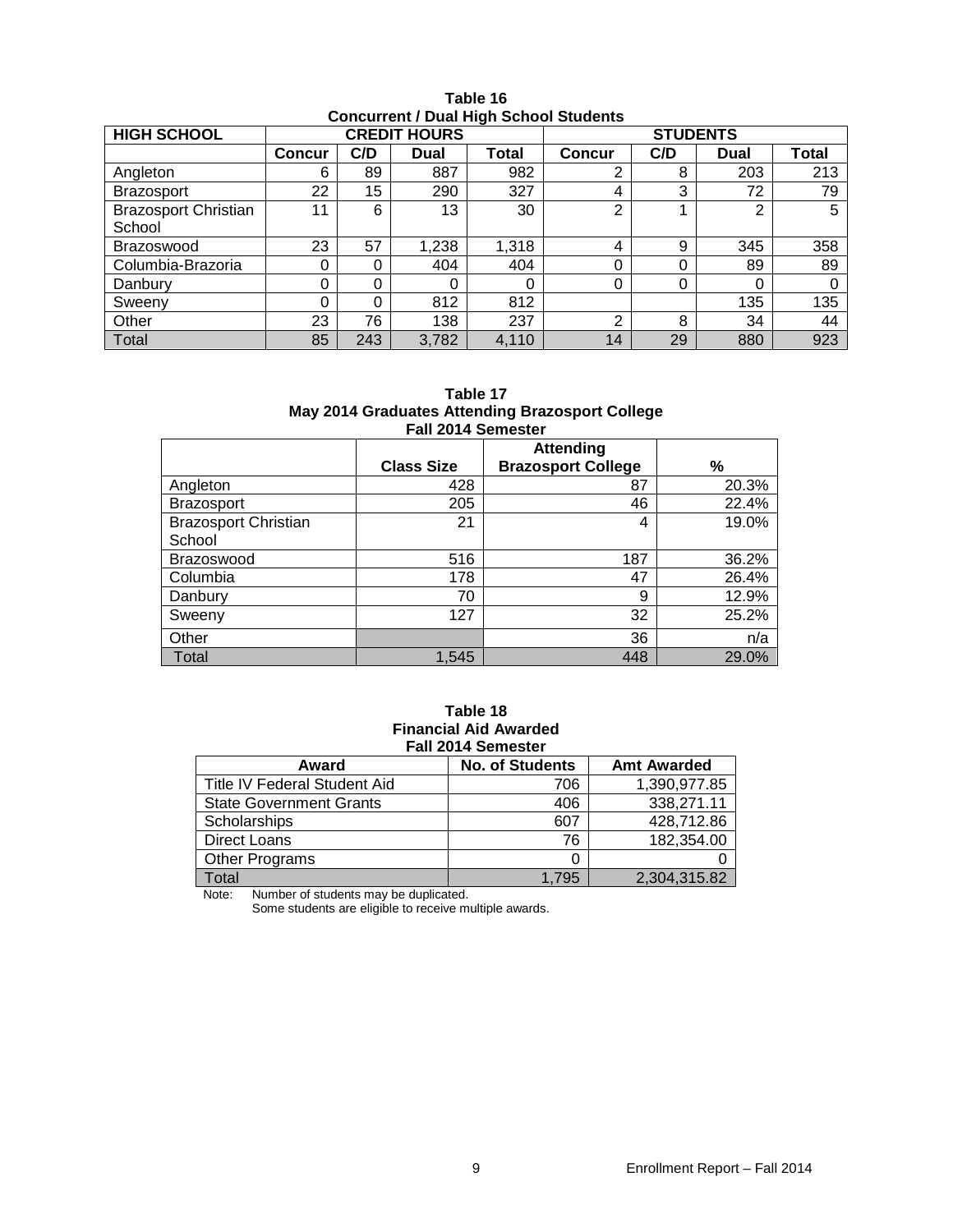**Table 16**
**Concurrent / Dual High School Students**

| HIGH SCHOOL | CREDIT HOURS | | | | STUDENTS | | | |
|---|---|---|---|---|---|---|---|---|
| | Concur | C/D | Dual | Total | Concur | C/D | Dual | Total |
| Angleton | 6 | 89 | 887 | 982 | 2 | 8 | 203 | 213 |
| Brazosport | 22 | 15 | 290 | 327 | 4 | 3 | 72 | 79 |
| Brazosport Christian School | 11 | 6 | 13 | 30 | 2 | 1 | 2 | 5 |
| Brazoswood | 23 | 57 | 1,238 | 1,318 | 4 | 9 | 345 | 358 |
| Columbia-Brazoria | 0 | 0 | 404 | 404 | 0 | 0 | 89 | 89 |
| Danbury | 0 | 0 | 0 | 0 | 0 | 0 | 0 | 0 |
| Sweeny | 0 | 0 | 812 | 812 | | | 135 | 135 |
| Other | 23 | 76 | 138 | 237 | 2 | 8 | 34 | 44 |
| Total | 85 | 243 | 3,782 | 4,110 | 14 | 29 | 880 | 923 |

**Table 17**
**May 2014 Graduates Attending Brazosport College**
**Fall 2014 Semester**

| | Class Size | Attending Brazosport College | % |
|---|---|---|---|
| Angleton | 428 | 87 | 20.3% |
| Brazosport | 205 | 46 | 22.4% |
| Brazosport Christian School | 21 | 4 | 19.0% |
| Brazoswood | 516 | 187 | 36.2% |
| Columbia | 178 | 47 | 26.4% |
| Danbury | 70 | 9 | 12.9% |
| Sweeny | 127 | 32 | 25.2% |
| Other | | 36 | n/a |
| Total | 1,545 | 448 | 29.0% |

**Table 18**
**Financial Aid Awarded**
**Fall 2014 Semester**

| Award | No. of Students | Amt Awarded |
|---|---|---|
| Title IV Federal Student Aid | 706 | 1,390,977.85 |
| State Government Grants | 406 | 338,271.11 |
| Scholarships | 607 | 428,712.86 |
| Direct Loans | 76 | 182,354.00 |
| Other Programs | 0 | 0 |
| Total | 1,795 | 2,304,315.82 |

Note: Number of students may be duplicated.
Some students are eligible to receive multiple awards.